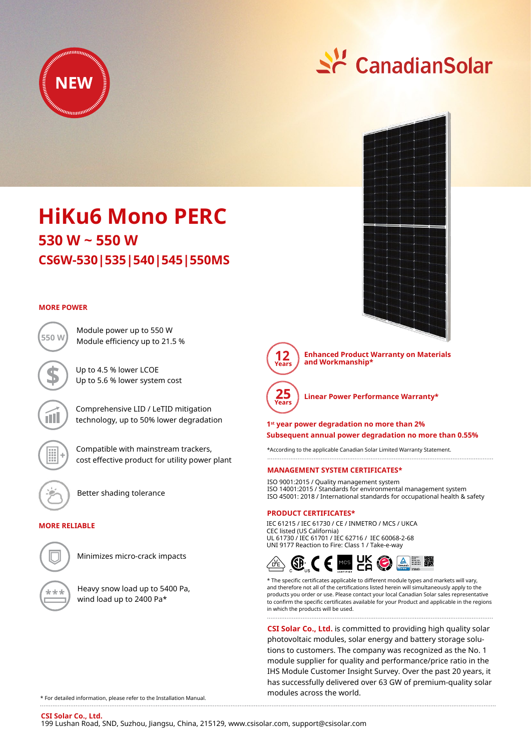NEW

CanadianSolar

# HiKu6 Mono PERC

## 530 W ~ 550 W

## CS6W-530|535|540|545|550MS

### MORE POWER

550 W — Module power up to 550 W
Module efficiency up to 21.5 %

Up to 4.5 % lower LCOE
Up to 5.6 % lower system cost

Comprehensive LID / LeTID mitigation technology, up to 50% lower degradation

Compatible with mainstream trackers, cost effective product for utility power plant

Better shading tolerance

### MORE RELIABLE

Minimizes micro-crack impacts

Heavy snow load up to 5400 Pa, wind load up to 2400 Pa*

12 Years — **Enhanced Product Warranty on Materials and Workmanship***

25 Years — **Linear Power Performance Warranty***

**1st year power degradation no more than 2%**
**Subsequent annual power degradation no more than 0.55%**

*According to the applicable Canadian Solar Limited Warranty Statement.

### MANAGEMENT SYSTEM CERTIFICATES*

ISO 9001:2015 / Quality management system
ISO 14001:2015 / Standards for environmental management system
ISO 45001: 2018 / International standards for occupational health & safety

### PRODUCT CERTIFICATES*

IEC 61215 / IEC 61730 / CE / INMETRO / MCS / UKCA
CEC listed (US California)
UL 61730 / IEC 61701 / IEC 62716 / IEC 60068-2-68
UNI 9177 Reaction to Fire: Class 1 / Take-e-way

* The specific certificates applicable to different module types and markets will vary, and therefore not all of the certifications listed herein will simultaneously apply to the products you order or use. Please contact your local Canadian Solar sales representative to confirm the specific certificates available for your Product and applicable in the regions in which the products will be used.

**CSI Solar Co., Ltd.** is committed to providing high quality solar photovoltaic modules, solar energy and battery storage solutions to customers. The company was recognized as the No. 1 module supplier for quality and performance/price ratio in the IHS Module Customer Insight Survey. Over the past 20 years, it has successfully delivered over 63 GW of premium-quality solar modules across the world.

* For detailed information, please refer to the Installation Manual.

**CSI Solar Co., Ltd.**
199 Lushan Road, SND, Suzhou, Jiangsu, China, 215129, www.csisolar.com, support@csisolar.com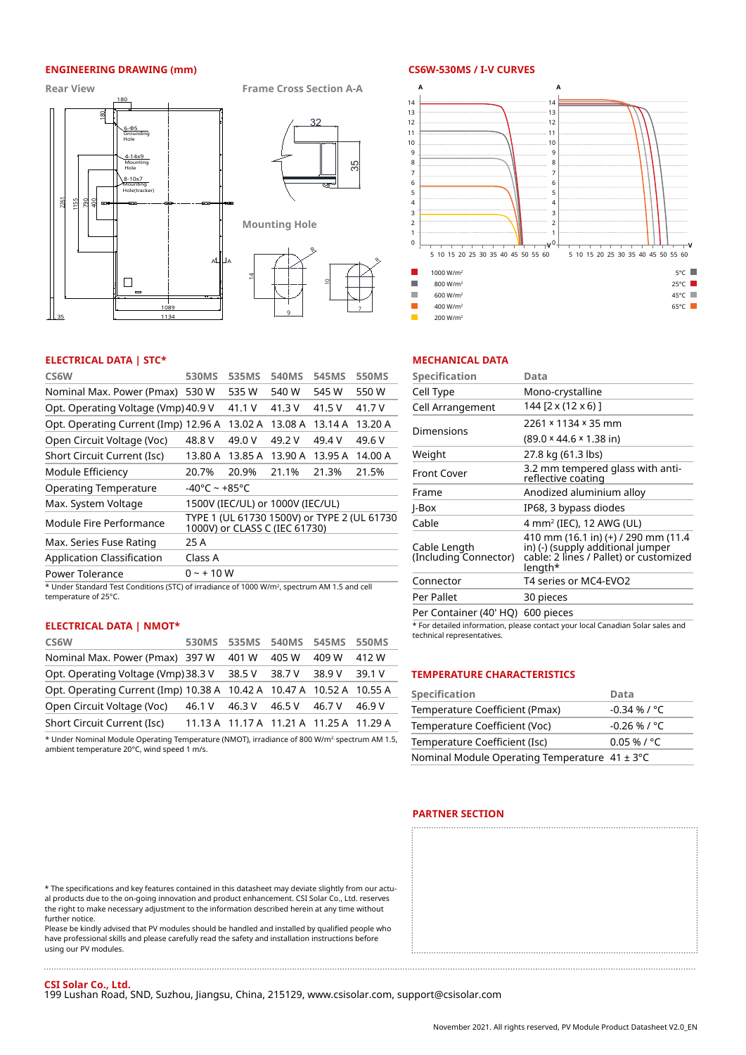## ENGINEERING DRAWING (mm)

Rear View

180

130

6-Φ5
Grounding
Hole

4-14x9
Mounting
Hole

8-10x7
Mounting
Hole(tracker)

2261 1155 790 400

A A

35

1089

1134

Frame Cross Section A-A

32

35

Mounting Hole

14 9

10 7

## CS6W-530MS / I-V CURVES

A

14 13 12 11 10 9 8 7 6 5 4 3 2 1 0

V

5 10 15 20 25 30 35 40 45 50 55 60

1000 W/m²
800 W/m²
600 W/m²
400 W/m²
200 W/m²

5°C
25°C
45°C
65°C

## ELECTRICAL DATA | STC*

| CS6W | 530MS | 535MS | 540MS | 545MS | 550MS |
|---|---|---|---|---|---|
| Nominal Max. Power (Pmax) | 530 W | 535 W | 540 W | 545 W | 550 W |
| Opt. Operating Voltage (Vmp) | 40.9 V | 41.1 V | 41.3 V | 41.5 V | 41.7 V |
| Opt. Operating Current (Imp) | 12.96 A | 13.02 A | 13.08 A | 13.14 A | 13.20 A |
| Open Circuit Voltage (Voc) | 48.8 V | 49.0 V | 49.2 V | 49.4 V | 49.6 V |
| Short Circuit Current (Isc) | 13.80 A | 13.85 A | 13.90 A | 13.95 A | 14.00 A |
| Module Efficiency | 20.7% | 20.9% | 21.1% | 21.3% | 21.5% |
| Operating Temperature | -40°C ~ +85°C | | | | |
| Max. System Voltage | 1500V (IEC/UL) or 1000V (IEC/UL) | | | | |
| Module Fire Performance | TYPE 1 (UL 61730 1500V) or TYPE 2 (UL 61730 1000V) or CLASS C (IEC 61730) | | | | |
| Max. Series Fuse Rating | 25 A | | | | |
| Application Classification | Class A | | | | |
| Power Tolerance | 0 ~ + 10 W | | | | |

* Under Standard Test Conditions (STC) of irradiance of 1000 W/m², spectrum AM 1.5 and cell temperature of 25°C.

## ELECTRICAL DATA | NMOT*

| CS6W | 530MS | 535MS | 540MS | 545MS | 550MS |
|---|---|---|---|---|---|
| Nominal Max. Power (Pmax) | 397 W | 401 W | 405 W | 409 W | 412 W |
| Opt. Operating Voltage (Vmp) | 38.3 V | 38.5 V | 38.7 V | 38.9 V | 39.1 V |
| Opt. Operating Current (Imp) | 10.38 A | 10.42 A | 10.47 A | 10.52 A | 10.55 A |
| Open Circuit Voltage (Voc) | 46.1 V | 46.3 V | 46.5 V | 46.7 V | 46.9 V |
| Short Circuit Current (Isc) | 11.13 A | 11.17 A | 11.21 A | 11.25 A | 11.29 A |

* Under Nominal Module Operating Temperature (NMOT), irradiance of 800 W/m² spectrum AM 1.5, ambient temperature 20°C, wind speed 1 m/s.

## MECHANICAL DATA

| Specification | Data |
|---|---|
| Cell Type | Mono-crystalline |
| Cell Arrangement | 144 [2 x (12 x 6) ] |
| Dimensions | 2261 × 1134 × 35 mm (89.0 × 44.6 × 1.38 in) |
| Weight | 27.8 kg (61.3 lbs) |
| Front Cover | 3.2 mm tempered glass with anti-reflective coating |
| Frame | Anodized aluminium alloy |
| J-Box | IP68, 3 bypass diodes |
| Cable | 4 mm² (IEC), 12 AWG (UL) |
| Cable Length (Including Connector) | 410 mm (16.1 in) (+) / 290 mm (11.4 in) (-) (supply additional jumper cable: 2 lines / Pallet) or customized length* |
| Connector | T4 series or MC4-EVO2 |
| Per Pallet | 30 pieces |
| Per Container (40' HQ) | 600 pieces |

* For detailed information, please contact your local Canadian Solar sales and technical representatives.

## TEMPERATURE CHARACTERISTICS

| Specification | Data |
|---|---|
| Temperature Coefficient (Pmax) | -0.34 % / °C |
| Temperature Coefficient (Voc) | -0.26 % / °C |
| Temperature Coefficient (Isc) | 0.05 % / °C |
| Nominal Module Operating Temperature | 41 ± 3°C |

## PARTNER SECTION

* The specifications and key features contained in this datasheet may deviate slightly from our actual products due to the on-going innovation and product enhancement. CSI Solar Co., Ltd. reserves the right to make necessary adjustment to the information described herein at any time without further notice.

Please be kindly advised that PV modules should be handled and installed by qualified people who have professional skills and please carefully read the safety and installation instructions before using our PV modules.

**CSI Solar Co., Ltd.**
199 Lushan Road, SND, Suzhou, Jiangsu, China, 215129, www.csisolar.com, support@csisolar.com

November 2021. All rights reserved, PV Module Product Datasheet V2.0_EN